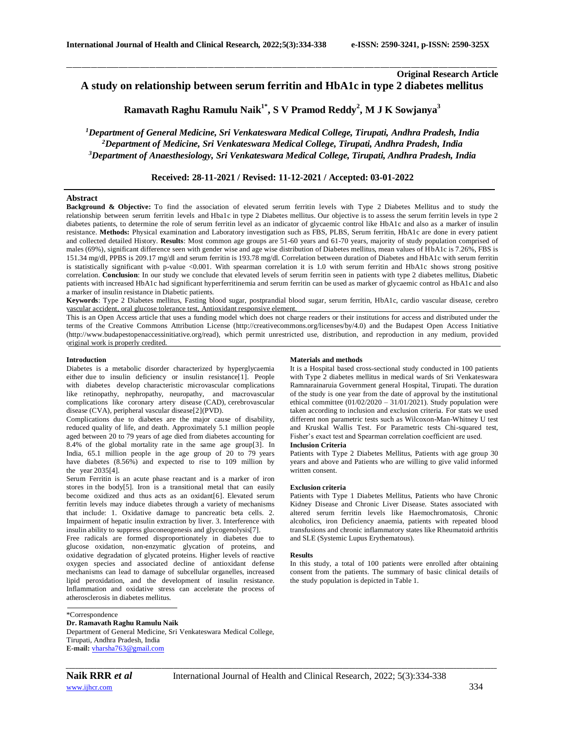Original Research Article

# A study on relationship between serum ferritin and HbA1c in type 2 diabetes mellitus

**Ramavath Raghu Ramulu Naik[1*], S V Pramod Reddy[2], M J K Sowjanya[3]**

*[1]Department of General Medicine, Sri Venkateswara Medical College, Tirupati, Andhra Pradesh, India*
*[2]Department of Medicine, Sri Venkateswara Medical College, Tirupati, Andhra Pradesh, India*
*[3]Department of Anaesthesiology, Sri Venkateswara Medical College, Tirupati, Andhra Pradesh, India*

**Received: 28-11-2021 / Revised: 11-12-2021 / Accepted: 03-01-2022**

## Abstract

**Background & Objective:** To find the association of elevated serum ferritin levels with Type 2 Diabetes Mellitus and to study the relationship between serum ferritin levels and Hba1c in type 2 Diabetes mellitus. Our objective is to assess the serum ferritin levels in type 2 diabetes patients, to determine the role of serum ferritin level as an indicator of glycaemic control like HbA1c and also as a marker of insulin resistance. **Methods:** Physical examination and Laboratory investigation such as FBS, PLBS, Serum ferritin, HbA1c are done in every patient and collected detailed History. **Results**: Most common age groups are 51-60 years and 61-70 years, majority of study population comprised of males (69%), significant difference seen with gender wise and age wise distribution of Diabetes mellitus, mean values of HbA1c is 7.26%, FBS is 151.34 mg/dl, PPBS is 209.17 mg/dl and serum ferritin is 193.78 mg/dl. Correlation between duration of Diabetes and HbA1c with serum ferritin is statistically significant with p-value <0.001. With spearman correlation it is 1.0 with serum ferritin and HbA1c shows strong positive correlation. **Conclusion**: In our study we conclude that elevated levels of serum ferritin seen in patients with type 2 diabetes mellitus, Diabetic patients with increased HbA1c had significant hyperferritinemia and serum ferritin can be used as marker of glycaemic control as HbA1c and also a marker of insulin resistance in Diabetic patients.

**Keywords**: Type 2 Diabetes mellitus, Fasting blood sugar, postprandial blood sugar, serum ferritin, HbA1c, cardio vascular disease, cerebro vascular accident, oral glucose tolerance test, Antioxidant responsive element.

This is an Open Access article that uses a funding model which does not charge readers or their institutions for access and distributed under the terms of the Creative Commons Attribution License (http://creativecommons.org/licenses/by/4.0) and the Budapest Open Access Initiative (http://www.budapestopenaccessinitiative.org/read), which permit unrestricted use, distribution, and reproduction in any medium, provided original work is properly credited.

## Introduction

Diabetes is a metabolic disorder characterized by hyperglycaemia either due to insulin deficiency or insulin resistance[1]. People with diabetes develop characteristic microvascular complications like retinopathy, nephropathy, neuropathy, and macrovascular complications like coronary artery disease (CAD), cerebrovascular disease (CVA), peripheral vascular disease[2](PVD).

Complications due to diabetes are the major cause of disability, reduced quality of life, and death. Approximately 5.1 million people aged between 20 to 79 years of age died from diabetes accounting for 8.4% of the global mortality rate in the same age group[3]. In India, 65.1 million people in the age group of 20 to 79 years have diabetes (8.56%) and expected to rise to 109 million by the year 2035[4].

Serum Ferritin is an acute phase reactant and is a marker of iron stores in the body[5]. Iron is a transitional metal that can easily become oxidized and thus acts as an oxidant[6]. Elevated serum ferritin levels may induce diabetes through a variety of mechanisms that include: 1. Oxidative damage to pancreatic beta cells. 2. Impairment of hepatic insulin extraction by liver. 3. Interference with insulin ability to suppress gluconeogenesis and glycogenolysis[7].

Free radicals are formed disproportionately in diabetes due to glucose oxidation, non-enzymatic glycation of proteins, and oxidative degradation of glycated proteins. Higher levels of reactive oxygen species and associated decline of antioxidant defense mechanisms can lead to damage of subcellular organelles, increased lipid peroxidation, and the development of insulin resistance. Inflammation and oxidative stress can accelerate the process of atherosclerosis in diabetes mellitus.

\*Correspondence
**Dr. Ramavath Raghu Ramulu Naik**
Department of General Medicine, Sri Venkateswara Medical College, Tirupati, Andhra Pradesh, India
**E-mail:** vharsha763@gmail.com

## Materials and methods

It is a Hospital based cross-sectional study conducted in 100 patients with Type 2 diabetes mellitus in medical wards of Sri Venkateswara Ramnarainaruia Government general Hospital, Tirupati. The duration of the study is one year from the date of approval by the institutional ethical committee (01/02/2020 – 31/01/2021). Study population were taken according to inclusion and exclusion criteria. For stats we used different non parametric tests such as Wilcoxon-Man-Whitney U test and Kruskal Wallis Test. For Parametric tests Chi-squared test, Fisher's exact test and Spearman correlation coefficient are used.

### Inclusion Criteria

Patients with Type 2 Diabetes Mellitus, Patients with age group 30 years and above and Patients who are willing to give valid informed written consent.

### Exclusion criteria

Patients with Type 1 Diabetes Mellitus, Patients who have Chronic Kidney Disease and Chronic Liver Disease. States associated with altered serum ferritin levels like Haemochromatosis, Chronic alcoholics, iron Deficiency anaemia, patients with repeated blood transfusions and chronic inflammatory states like Rheumatoid arthritis and SLE (Systemic Lupus Erythematous).

## Results

In this study, a total of 100 patients were enrolled after obtaining consent from the patients. The summary of basic clinical details of the study population is depicted in Table 1.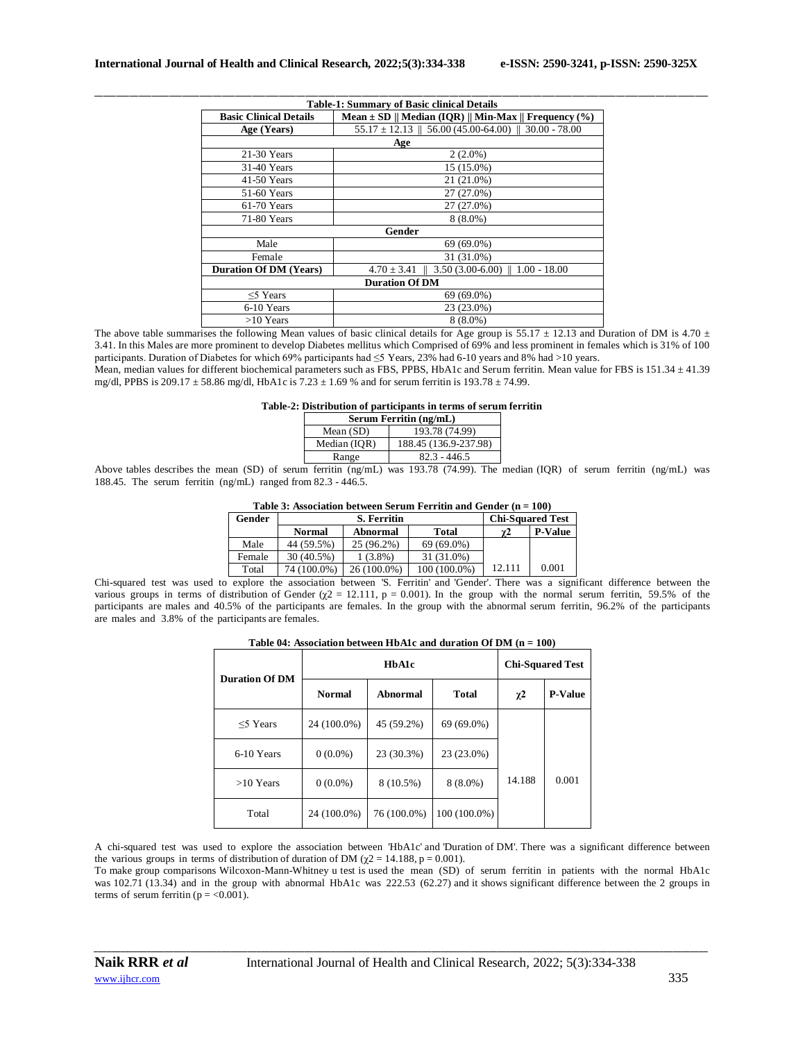**Table-1: Summary of Basic clinical Details**

| Basic Clinical Details | Mean ± SD ‖ Median (IQR) ‖ Min-Max ‖ Frequency (%) |
|---|---|
| Age (Years) | 55.17 ± 12.13 ‖ 56.00 (45.00-64.00) ‖ 30.00 - 78.00 |
| **Age** | |
| 21-30 Years | 2 (2.0%) |
| 31-40 Years | 15 (15.0%) |
| 41-50 Years | 21 (21.0%) |
| 51-60 Years | 27 (27.0%) |
| 61-70 Years | 27 (27.0%) |
| 71-80 Years | 8 (8.0%) |
| **Gender** | |
| Male | 69 (69.0%) |
| Female | 31 (31.0%) |
| Duration Of DM (Years) | 4.70 ± 3.41 ‖ 3.50 (3.00-6.00) ‖ 1.00 - 18.00 |
| **Duration Of DM** | |
| ≤5 Years | 69 (69.0%) |
| 6-10 Years | 23 (23.0%) |
| >10 Years | 8 (8.0%) |

The above table summarises the following Mean values of basic clinical details for Age group is 55.17 ± 12.13 and Duration of DM is 4.70 ± 3.41. In this Males are more prominent to develop Diabetes mellitus which Comprised of 69% and less prominent in females which is 31% of 100 participants. Duration of Diabetes for which 69% participants had ≤5 Years, 23% had 6-10 years and 8% had >10 years.

Mean, median values for different biochemical parameters such as FBS, PPBS, HbA1c and Serum ferritin. Mean value for FBS is 151.34 ± 41.39 mg/dl, PPBS is 209.17 ± 58.86 mg/dl, HbA1c is 7.23 ± 1.69 % and for serum ferritin is 193.78 ± 74.99.

**Table-2: Distribution of participants in terms of serum ferritin**

| Serum Ferritin (ng/mL) | |
|---|---|
| Mean (SD) | 193.78 (74.99) |
| Median (IQR) | 188.45 (136.9-237.98) |
| Range | 82.3 - 446.5 |

Above tables describes the mean (SD) of serum ferritin (ng/mL) was 193.78 (74.99). The median (IQR) of serum ferritin (ng/mL) was 188.45. The serum ferritin (ng/mL) ranged from 82.3 - 446.5.

**Table 3: Association between Serum Ferritin and Gender (n = 100)**

| Gender | S. Ferritin | | | Chi-Squared Test | |
|---|---|---|---|---|---|
| | Normal | Abnormal | Total | $\chi 2$ | P-Value |
| Male | 44 (59.5%) | 25 (96.2%) | 69 (69.0%) | | |
| Female | 30 (40.5%) | 1 (3.8%) | 31 (31.0%) | | |
| Total | 74 (100.0%) | 26 (100.0%) | 100 (100.0%) | 12.111 | 0.001 |

Chi-squared test was used to explore the association between 'S. Ferritin' and 'Gender'. There was a significant difference between the various groups in terms of distribution of Gender ($\chi 2$ = 12.111, p = 0.001). In the group with the normal serum ferritin, 59.5% of the participants are males and 40.5% of the participants are females. In the group with the abnormal serum ferritin, 96.2% of the participants are males and 3.8% of the participants are females.

**Table 04: Association between HbA1c and duration Of DM (n = 100)**

| Duration Of DM | HbA1c | | | Chi-Squared Test | |
|---|---|---|---|---|---|
| | Normal | Abnormal | Total | $\chi 2$ | P-Value |
| ≤5 Years | 24 (100.0%) | 45 (59.2%) | 69 (69.0%) | | |
| 6-10 Years | 0 (0.0%) | 23 (30.3%) | 23 (23.0%) | | |
| >10 Years | 0 (0.0%) | 8 (10.5%) | 8 (8.0%) | 14.188 | 0.001 |
| Total | 24 (100.0%) | 76 (100.0%) | 100 (100.0%) | | |

A chi-squared test was used to explore the association between 'HbA1c' and 'Duration of DM'. There was a significant difference between the various groups in terms of distribution of duration of DM ($\chi 2$ = 14.188, p = 0.001).

To make group comparisons Wilcoxon-Mann-Whitney u test is used the mean (SD) of serum ferritin in patients with the normal HbA1c was 102.71 (13.34) and in the group with abnormal HbA1c was 222.53 (62.27) and it shows significant difference between the 2 groups in terms of serum ferritin (p = <0.001).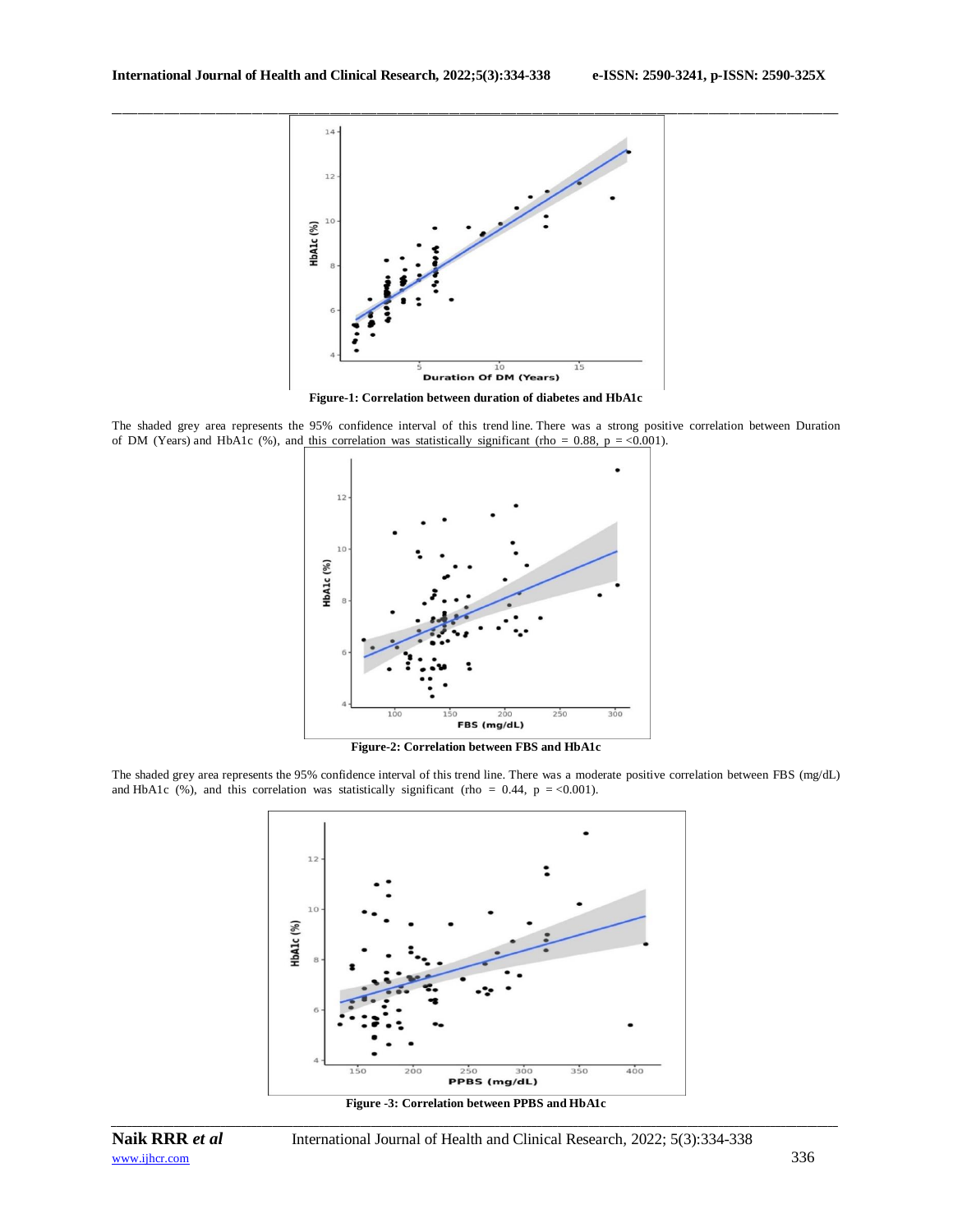Figure-1: Correlation between duration of diabetes and HbA1c

The shaded grey area represents the 95% confidence interval of this trend line. There was a strong positive correlation between Duration of DM (Years) and HbA1c (%), and this correlation was statistically significant (rho = 0.88, $p = <0.001$).

Figure-2: Correlation between FBS and HbA1c

The shaded grey area represents the 95% confidence interval of this trend line. There was a moderate positive correlation between FBS (mg/dL) and HbA1c (%), and this correlation was statistically significant (rho = 0.44, $p = <0.001$).

Figure -3: Correlation between PPBS and HbA1c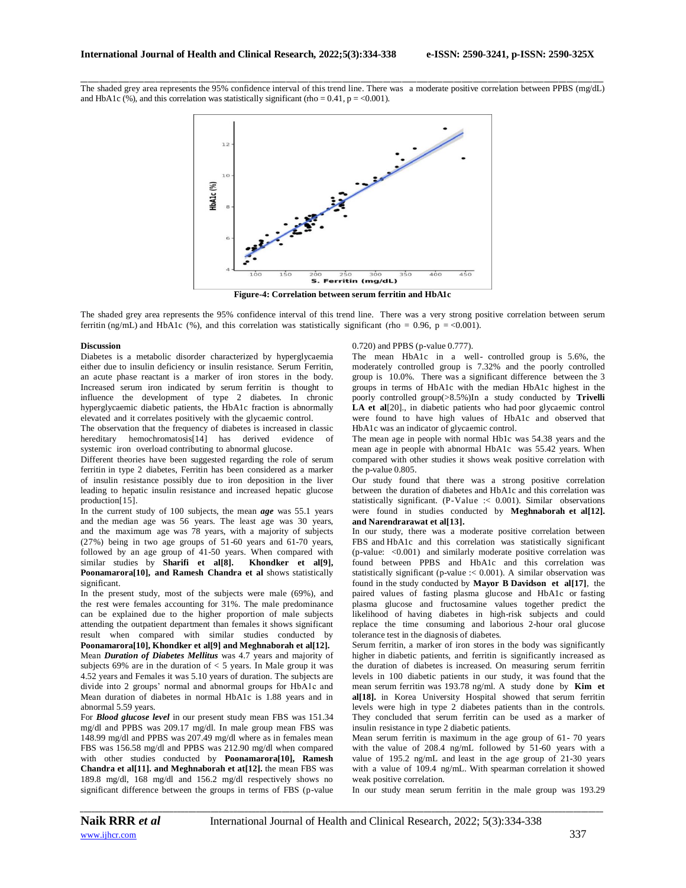The shaded grey area represents the 95% confidence interval of this trend line. There was a moderate positive correlation between PPBS (mg/dL) and HbA1c (%), and this correlation was statistically significant (rho = 0.41, p = <0.001).

**Figure-4: Correlation between serum ferritin and HbA1c**

The shaded grey area represents the 95% confidence interval of this trend line. There was a very strong positive correlation between serum ferritin (ng/mL) and HbA1c (%), and this correlation was statistically significant (rho = 0.96, p = <0.001).

### Discussion

Diabetes is a metabolic disorder characterized by hyperglycaemia either due to insulin deficiency or insulin resistance. Serum Ferritin, an acute phase reactant is a marker of iron stores in the body. Increased serum iron indicated by serum ferritin is thought to influence the development of type 2 diabetes. In chronic hyperglycaemic diabetic patients, the HbA1c fraction is abnormally elevated and it correlates positively with the glycaemic control.

The observation that the frequency of diabetes is increased in classic hereditary hemochromatosis[14] has derived evidence of systemic iron overload contributing to abnormal glucose.

Different theories have been suggested regarding the role of serum ferritin in type 2 diabetes, Ferritin has been considered as a marker of insulin resistance possibly due to iron deposition in the liver leading to hepatic insulin resistance and increased hepatic glucose production[15].

In the current study of 100 subjects, the mean ***age*** was 55.1 years and the median age was 56 years. The least age was 30 years, and the maximum age was 78 years, with a majority of subjects (27%) being in two age groups of 51-60 years and 61-70 years, followed by an age group of 41-50 years. When compared with similar studies by **Sharifi et al[8]. Khondker et al[9], Poonamarora[10], and Ramesh Chandra et al** shows statistically significant.

In the present study, most of the subjects were male (69%), and the rest were females accounting for 31%. The male predominance can be explained due to the higher proportion of male subjects attending the outpatient department than females it shows significant result when compared with similar studies conducted by **Poonamarora[10], Khondker et al[9] and Meghnaborah et al[12].**

Mean ***Duration of Diabetes Mellitus*** was 4.7 years and majority of subjects 69% are in the duration of < 5 years. In Male group it was 4.52 years and Females it was 5.10 years of duration. The subjects are divide into 2 groups' normal and abnormal groups for HbA1c and Mean duration of diabetes in normal HbA1c is 1.88 years and in abnormal 5.59 years.

For ***Blood glucose level*** in our present study mean FBS was 151.34 mg/dl and PPBS was 209.17 mg/dl. In male group mean FBS was 148.99 mg/dl and PPBS was 207.49 mg/dl where as in females mean FBS was 156.58 mg/dl and PPBS was 212.90 mg/dl when compared with other studies conducted by **Poonamarora[10], Ramesh Chandra et al[11]. and Meghnaborah et at[12].** the mean FBS was 189.8 mg/dl, 168 mg/dl and 156.2 mg/dl respectively shows no significant difference between the groups in terms of FBS (p-value 0.720) and PPBS (p-value 0.777).

The mean HbA1c in a well- controlled group is 5.6%, the moderately controlled group is 7.32% and the poorly controlled group is 10.0%. There was a significant difference between the 3 groups in terms of HbA1c with the median HbA1c highest in the poorly controlled group(>8.5%)In a study conducted by **Trivelli LA et al**[20]., in diabetic patients who had poor glycaemic control were found to have high values of HbA1c and observed that HbA1c was an indicator of glycaemic control.

The mean age in people with normal Hb1c was 54.38 years and the mean age in people with abnormal HbA1c was 55.42 years. When compared with other studies it shows weak positive correlation with the p-value 0.805.

Our study found that there was a strong positive correlation between the duration of diabetes and HbA1c and this correlation was statistically significant. (P-Value :< 0.001). Similar observations were found in studies conducted by **Meghnaborah et al[12]. and Narendrarawat et al[13].**

In our study, there was a moderate positive correlation between FBS and HbA1c and this correlation was statistically significant (p-value: <0.001) and similarly moderate positive correlation was found between PPBS and HbA1c and this correlation was statistically significant (p-value :< 0.001). A similar observation was found in the study conducted by **Mayor B Davidson et al[17]**, the paired values of fasting plasma glucose and HbA1c or fasting plasma glucose and fructosamine values together predict the likelihood of having diabetes in high-risk subjects and could replace the time consuming and laborious 2-hour oral glucose tolerance test in the diagnosis of diabetes.

Serum ferritin, a marker of iron stores in the body was significantly higher in diabetic patients, and ferritin is significantly increased as the duration of diabetes is increased. On measuring serum ferritin levels in 100 diabetic patients in our study, it was found that the mean serum ferritin was 193.78 ng/ml. A study done by **Kim et al[18].** in Korea University Hospital showed that serum ferritin levels were high in type 2 diabetes patients than in the controls. They concluded that serum ferritin can be used as a marker of insulin resistance in type 2 diabetic patients.

Mean serum ferritin is maximum in the age group of 61- 70 years with the value of 208.4 ng/mL followed by 51-60 years with a value of 195.2 ng/mL and least in the age group of 21-30 years with a value of 109.4 ng/mL. With spearman correlation it showed weak positive correlation.

In our study mean serum ferritin in the male group was 193.29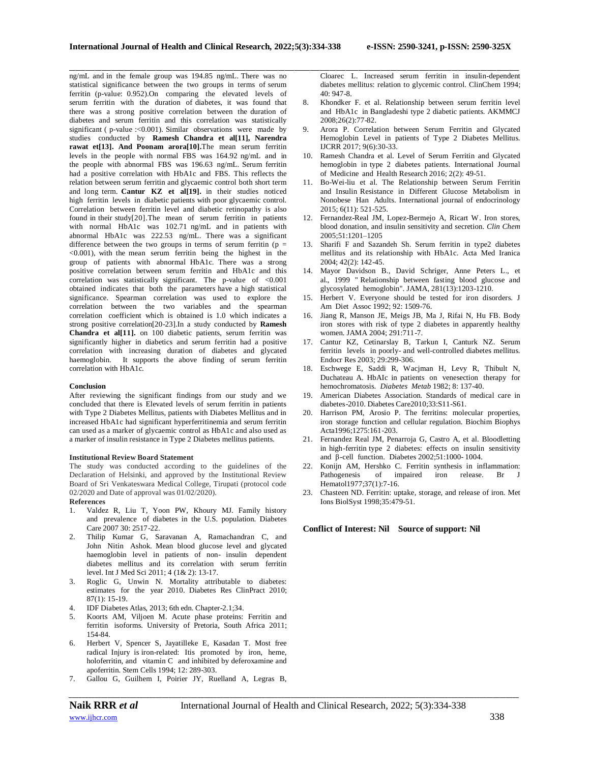ng/mL and in the female group was 194.85 ng/mL. There was no statistical significance between the two groups in terms of serum ferritin (p-value: 0.952).On comparing the elevated levels of serum ferritin with the duration of diabetes, it was found that there was a strong positive correlation between the duration of diabetes and serum ferritin and this correlation was statistically significant ( p-value :<0.001). Similar observations were made by studies conducted by **Ramesh Chandra et al[11], Narendra rawat et[13]. And Poonam arora[10].**The mean serum ferritin levels in the people with normal FBS was 164.92 ng/mL and in the people with abnormal FBS was 196.63 ng/mL. Serum ferritin had a positive correlation with HbA1c and FBS. This reflects the relation between serum ferritin and glycaemic control both short term and long term. **Cantur KZ et al[19].** in their studies noticed high ferritin levels in diabetic patients with poor glycaemic control. Correlation between ferritin level and diabetic retinopathy is also found in their study[20].The mean of serum ferritin in patients with normal HbA1c was 102.71 ng/mL and in patients with abnormal HbA1c was 222.53 ng/mL. There was a significant difference between the two groups in terms of serum ferritin (p = <0.001), with the mean serum ferritin being the highest in the group of patients with abnormal HbA1c. There was a strong positive correlation between serum ferritin and HbA1c and this correlation was statistically significant. The p-value of <0.001 obtained indicates that both the parameters have a high statistical significance. Spearman correlation was used to explore the correlation between the two variables and the spearman correlation coefficient which is obtained is 1.0 which indicates a strong positive correlation[20-23].In a study conducted by **Ramesh Chandra et al[11].** on 100 diabetic patients, serum ferritin was significantly higher in diabetics and serum ferritin had a positive correlation with increasing duration of diabetes and glycated haemoglobin. It supports the above finding of serum ferritin correlation with HbA1c.

#### Conclusion

After reviewing the significant findings from our study and we concluded that there is Elevated levels of serum ferritin in patients with Type 2 Diabetes Mellitus, patients with Diabetes Mellitus and in increased HbA1c had significant hyperferritinemia and serum ferritin can used as a marker of glycaemic control as HbA1c and also used as a marker of insulin resistance in Type 2 Diabetes mellitus patients.

#### Institutional Review Board Statement

The study was conducted according to the guidelines of the Declaration of Helsinki, and approved by the Institutional Review Board of Sri Venkateswara Medical College, Tirupati (protocol code 02/2020 and Date of approval was 01/02/2020).

#### References

1. Valdez R, Liu T, Yoon PW, Khoury MJ. Family history and prevalence of diabetes in the U.S. population. Diabetes Care 2007 30: 2517-22.
2. Thilip Kumar G, Saravanan A, Ramachandran C, and John Nitin Ashok. Mean blood glucose level and glycated haemoglobin level in patients of non- insulin dependent diabetes mellitus and its correlation with serum ferritin level. Int J Med Sci 2011; 4 (1& 2): 13-17.
3. Roglic G, Unwin N. Mortality attributable to diabetes: estimates for the year 2010. Diabetes Res ClinPract 2010; 87(1): 15-19.
4. IDF Diabetes Atlas, 2013; 6th edn. Chapter-2.1;34.
5. Koorts AM, Viljoen M. Acute phase proteins: Ferritin and ferritin isoforms. University of Pretoria, South Africa 2011; 154-84.
6. Herbert V, Spencer S, Jayatilleke E, Kasadan T. Most free radical Injury is iron-related: Itis promoted by iron, heme, holoferritin, and vitamin C and inhibited by deferoxamine and apoferritin. Stem Cells 1994; 12: 289-303.
7. Gallou G, Guilhem I, Poirier JY, Ruelland A, Legras B, Cloarec L. Increased serum ferritin in insulin-dependent diabetes mellitus: relation to glycemic control. ClinChem 1994; 40: 947-8.
8. Khondker F. et al. Relationship between serum ferritin level and HbA1c in Bangladeshi type 2 diabetic patients. AKMMCJ 2008;26(2):77-82.
9. Arora P. Correlation between Serum Ferritin and Glycated Hemoglobin Level in patients of Type 2 Diabetes Mellitus. IJCRR 2017; 9(6):30-33.
10. Ramesh Chandra et al. Level of Serum Ferritin and Glycated hemoglobin in type 2 diabetes patients. International Journal of Medicine and Health Research 2016; 2(2): 49-51.
11. Bo-Wei-liu et al. The Relationship between Serum Ferritin and Insulin Resistance in Different Glucose Metabolism in Nonobese Han Adults. International journal of endocrinology 2015; 6(11): 521-525.
12. Fernandez-Real JM, Lopez-Bermejo A, Ricart W. Iron stores, blood donation, and insulin sensitivity and secretion. *Clin Chem* 2005;51:1201–1205
13. Sharifi F and Sazandeh Sh. Serum ferritin in type2 diabetes mellitus and its relationship with HbA1c. Acta Med Iranica 2004; 42(2): 142-45.
14. Mayor Davidson B., David Schriger, Anne Peters L., et al., 1999 " Relationship between fasting blood glucose and glycosylated hemoglobin". JAMA, 281(13):1203-1210.
15. Herbert V. Everyone should be tested for iron disorders. J Am Diet Assoc 1992; 92: 1509-76.
16. Jiang R, Manson JE, Meigs JB, Ma J, Rifai N, Hu FB. Body iron stores with risk of type 2 diabetes in apparently healthy women. JAMA 2004; 291:711-7.
17. Cantur KZ, Cetinarslay B, Tarkun I, Canturk NZ. Serum ferritin levels in poorly- and well-controlled diabetes mellitus. Endocr Res 2003; 29:299-306.
18. Eschwege E, Saddi R, Wacjman H, Levy R, Thibult N, Duchateau A. HbAIc in patients on venesection therapy for hemochromatosis. *Diabetes Metab* 1982; 8: 137-40.
19. American Diabetes Association. Standards of medical care in diabetes-2010. Diabetes Care2010;33:S11-S61.
20. Harrison PM, Arosio P. The ferritins: molecular properties, iron storage function and cellular regulation. Biochim Biophys Acta1996;1275:161-203.
21. Fernandez Real JM, Penarroja G, Castro A, et al. Bloodletting in high-ferritin type 2 diabetes: effects on insulin sensitivity and β-cell function. Diabetes 2002;51:1000- 1004.
22. Konijn AM, Hershko C. Ferritin synthesis in inflammation: Pathogenesis of impaired iron release. Br J Hematol1977;37(1):7-16.
23. Chasteen ND. Ferritin: uptake, storage, and release of iron. Met Ions BiolSyst 1998;35:479-51.

**Conflict of Interest: Nil Source of support: Nil**